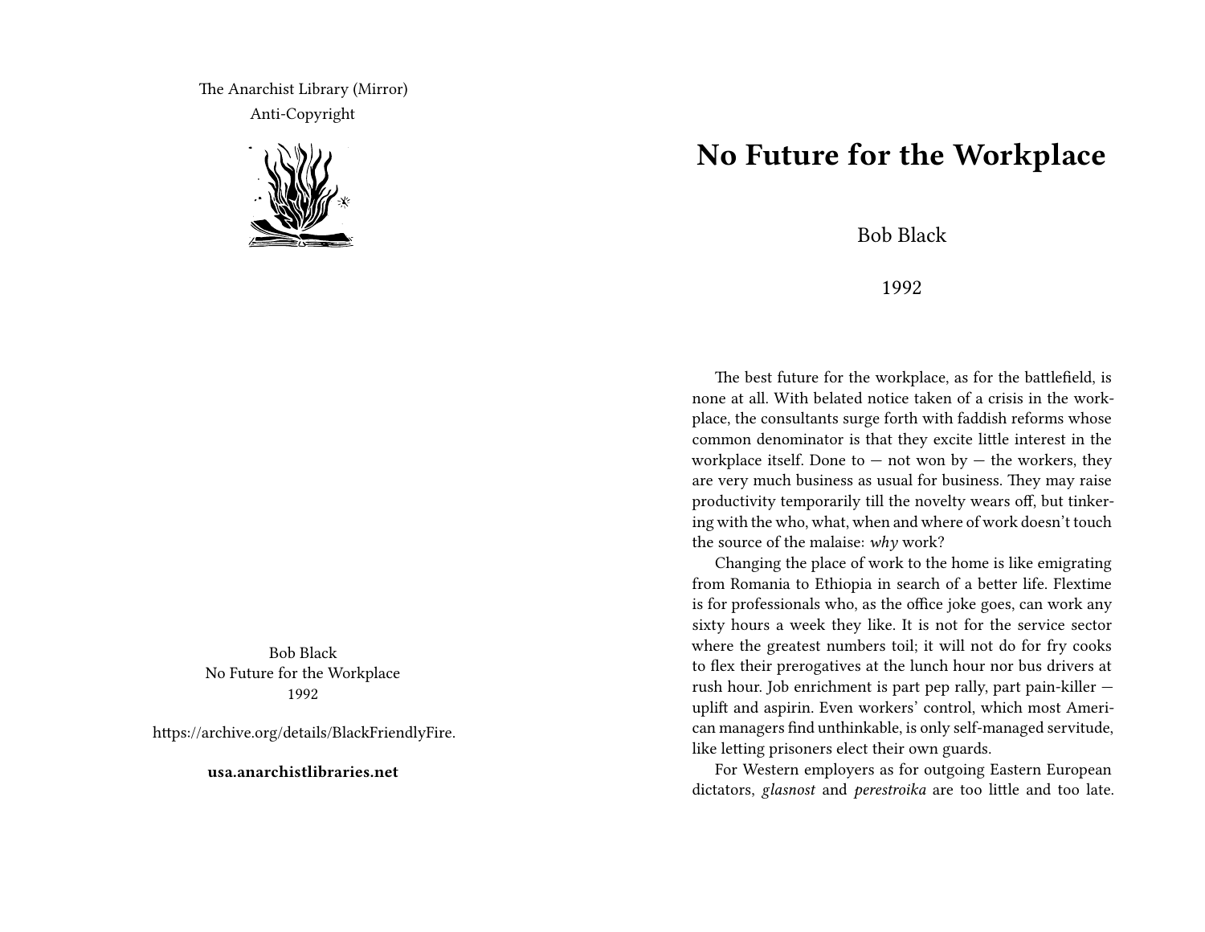The Anarchist Library (Mirror)
Anti-Copyright

Bob Black
No Future for the Workplace
1992

https://archive.org/details/BlackFriendlyFire.

**usa.anarchistlibraries.net**

# No Future for the Workplace

Bob Black

1992

The best future for the workplace, as for the battlefield, is none at all. With belated notice taken of a crisis in the workplace, the consultants surge forth with faddish reforms whose common denominator is that they excite little interest in the workplace itself. Done to — not won by — the workers, they are very much business as usual for business. They may raise productivity temporarily till the novelty wears off, but tinkering with the who, what, when and where of work doesn't touch the source of the malaise: *why* work?

Changing the place of work to the home is like emigrating from Romania to Ethiopia in search of a better life. Flextime is for professionals who, as the office joke goes, can work any sixty hours a week they like. It is not for the service sector where the greatest numbers toil; it will not do for fry cooks to flex their prerogatives at the lunch hour nor bus drivers at rush hour. Job enrichment is part pep rally, part pain-killer — uplift and aspirin. Even workers' control, which most American managers find unthinkable, is only self-managed servitude, like letting prisoners elect their own guards.

For Western employers as for outgoing Eastern European dictators, *glasnost* and *perestroika* are too little and too late.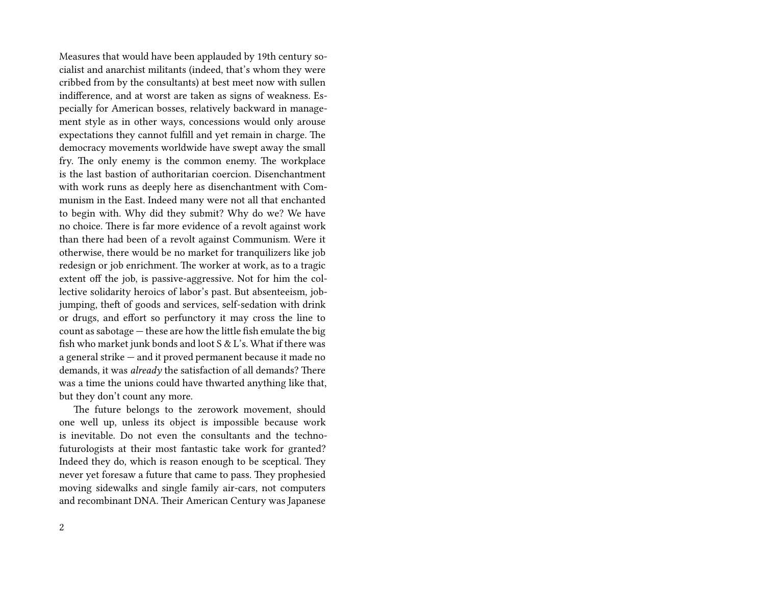Measures that would have been applauded by 19th century socialist and anarchist militants (indeed, that's whom they were cribbed from by the consultants) at best meet now with sullen indifference, and at worst are taken as signs of weakness. Especially for American bosses, relatively backward in management style as in other ways, concessions would only arouse expectations they cannot fulfill and yet remain in charge. The democracy movements worldwide have swept away the small fry. The only enemy is the common enemy. The workplace is the last bastion of authoritarian coercion. Disenchantment with work runs as deeply here as disenchantment with Communism in the East. Indeed many were not all that enchanted to begin with. Why did they submit? Why do we? We have no choice. There is far more evidence of a revolt against work than there had been of a revolt against Communism. Were it otherwise, there would be no market for tranquilizers like job redesign or job enrichment. The worker at work, as to a tragic extent off the job, is passive-aggressive. Not for him the collective solidarity heroics of labor's past. But absenteeism, job-jumping, theft of goods and services, self-sedation with drink or drugs, and effort so perfunctory it may cross the line to count as sabotage — these are how the little fish emulate the big fish who market junk bonds and loot S & L's. What if there was a general strike — and it proved permanent because it made no demands, it was *already* the satisfaction of all demands? There was a time the unions could have thwarted anything like that, but they don't count any more.

The future belongs to the zerowork movement, should one well up, unless its object is impossible because work is inevitable. Do not even the consultants and the techno-futurologists at their most fantastic take work for granted? Indeed they do, which is reason enough to be sceptical. They never yet foresaw a future that came to pass. They prophesied moving sidewalks and single family air-cars, not computers and recombinant DNA. Their American Century was Japanese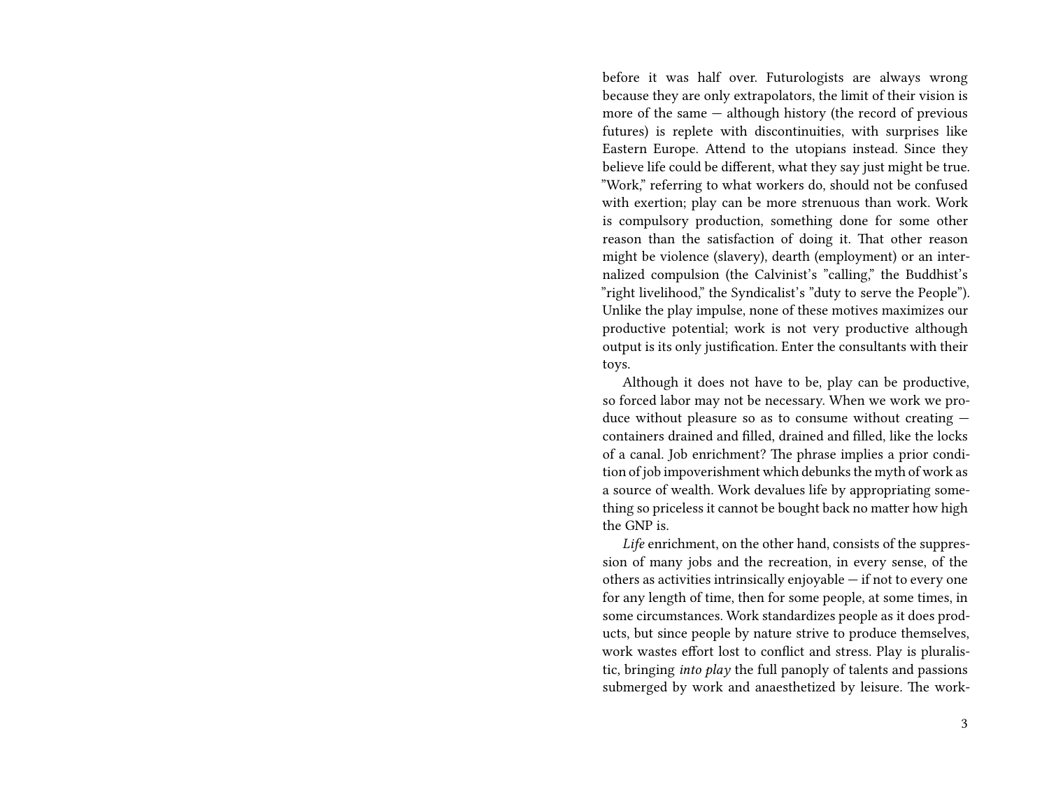before it was half over. Futurologists are always wrong because they are only extrapolators, the limit of their vision is more of the same — although history (the record of previous futures) is replete with discontinuities, with surprises like Eastern Europe. Attend to the utopians instead. Since they believe life could be different, what they say just might be true. "Work," referring to what workers do, should not be confused with exertion; play can be more strenuous than work. Work is compulsory production, something done for some other reason than the satisfaction of doing it. That other reason might be violence (slavery), dearth (employment) or an internalized compulsion (the Calvinist's "calling," the Buddhist's "right livelihood," the Syndicalist's "duty to serve the People"). Unlike the play impulse, none of these motives maximizes our productive potential; work is not very productive although output is its only justification. Enter the consultants with their toys.

Although it does not have to be, play can be productive, so forced labor may not be necessary. When we work we produce without pleasure so as to consume without creating — containers drained and filled, drained and filled, like the locks of a canal. Job enrichment? The phrase implies a prior condition of job impoverishment which debunks the myth of work as a source of wealth. Work devalues life by appropriating something so priceless it cannot be bought back no matter how high the GNP is.

*Life* enrichment, on the other hand, consists of the suppression of many jobs and the recreation, in every sense, of the others as activities intrinsically enjoyable — if not to every one for any length of time, then for some people, at some times, in some circumstances. Work standardizes people as it does products, but since people by nature strive to produce themselves, work wastes effort lost to conflict and stress. Play is pluralistic, bringing *into play* the full panoply of talents and passions submerged by work and anaesthetized by leisure. The work-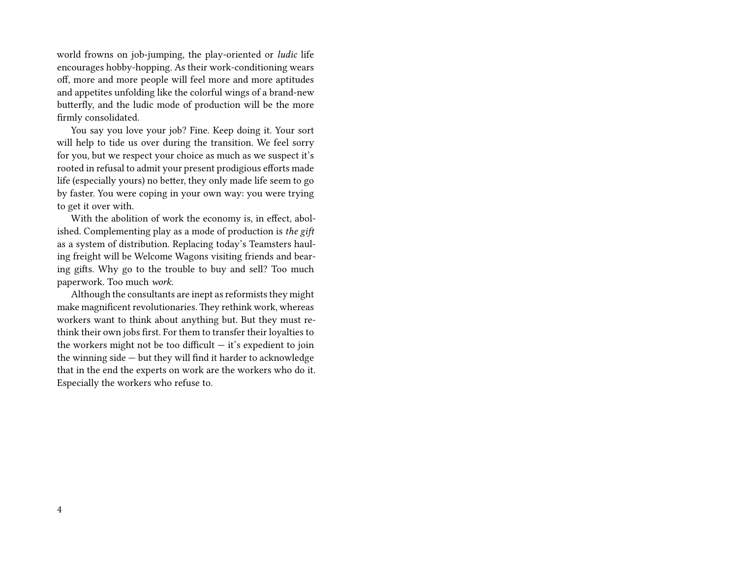world frowns on job-jumping, the play-oriented or *ludic* life encourages hobby-hopping. As their work-conditioning wears off, more and more people will feel more and more aptitudes and appetites unfolding like the colorful wings of a brand-new butterfly, and the ludic mode of production will be the more firmly consolidated.

You say you love your job? Fine. Keep doing it. Your sort will help to tide us over during the transition. We feel sorry for you, but we respect your choice as much as we suspect it's rooted in refusal to admit your present prodigious efforts made life (especially yours) no better, they only made life seem to go by faster. You were coping in your own way: you were trying to get it over with.

With the abolition of work the economy is, in effect, abolished. Complementing play as a mode of production is *the gift* as a system of distribution. Replacing today's Teamsters hauling freight will be Welcome Wagons visiting friends and bearing gifts. Why go to the trouble to buy and sell? Too much paperwork. Too much *work*.

Although the consultants are inept as reformists they might make magnificent revolutionaries. They rethink work, whereas workers want to think about anything but. But they must rethink their own jobs first. For them to transfer their loyalties to the workers might not be too difficult — it's expedient to join the winning side — but they will find it harder to acknowledge that in the end the experts on work are the workers who do it. Especially the workers who refuse to.